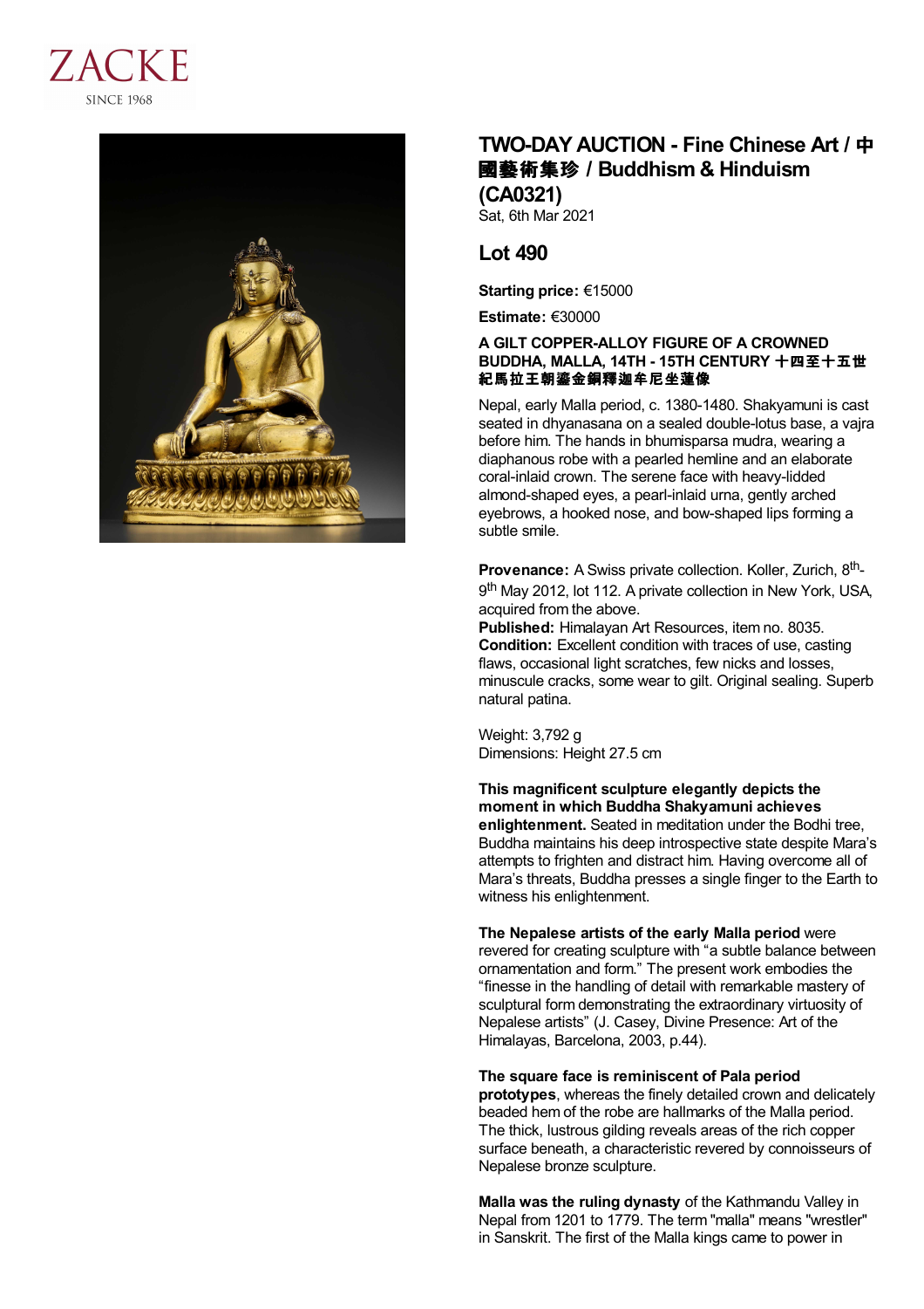ZACKE
SINCE 1968

## TWO-DAY AUCTION - Fine Chinese Art / 中國藝術集珍 / Buddhism & Hinduism (CA0321)

Sat, 6th Mar 2021

## Lot 490

**Starting price:** €15000

**Estimate:** €30000

**A GILT COPPER-ALLOY FIGURE OF A CROWNED BUDDHA, MALLA, 14TH - 15TH CENTURY 十四至十五世紀馬拉王朝鎏金銅釋迦牟尼坐蓮像**

Nepal, early Malla period, c. 1380-1480. Shakyamuni is cast seated in dhyanasana on a sealed double-lotus base, a vajra before him. The hands in bhumisparsa mudra, wearing a diaphanous robe with a pearled hemline and an elaborate coral-inlaid crown. The serene face with heavy-lidded almond-shaped eyes, a pearl-inlaid urna, gently arched eyebrows, a hooked nose, and bow-shaped lips forming a subtle smile.

**Provenance:** A Swiss private collection. Koller, Zurich, 8th-9th May 2012, lot 112. A private collection in New York, USA, acquired from the above.
**Published:** Himalayan Art Resources, item no. 8035.
**Condition:** Excellent condition with traces of use, casting flaws, occasional light scratches, few nicks and losses, minuscule cracks, some wear to gilt. Original sealing. Superb natural patina.

Weight: 3,792 g
Dimensions: Height 27.5 cm

**This magnificent sculpture elegantly depicts the moment in which Buddha Shakyamuni achieves enlightenment.** Seated in meditation under the Bodhi tree, Buddha maintains his deep introspective state despite Mara's attempts to frighten and distract him. Having overcome all of Mara's threats, Buddha presses a single finger to the Earth to witness his enlightenment.

**The Nepalese artists of the early Malla period** were revered for creating sculpture with "a subtle balance between ornamentation and form." The present work embodies the "finesse in the handling of detail with remarkable mastery of sculptural form demonstrating the extraordinary virtuosity of Nepalese artists" (J. Casey, Divine Presence: Art of the Himalayas, Barcelona, 2003, p.44).

**The square face is reminiscent of Pala period prototypes**, whereas the finely detailed crown and delicately beaded hem of the robe are hallmarks of the Malla period. The thick, lustrous gilding reveals areas of the rich copper surface beneath, a characteristic revered by connoisseurs of Nepalese bronze sculpture.

**Malla was the ruling dynasty** of the Kathmandu Valley in Nepal from 1201 to 1779. The term "malla" means "wrestler" in Sanskrit. The first of the Malla kings came to power in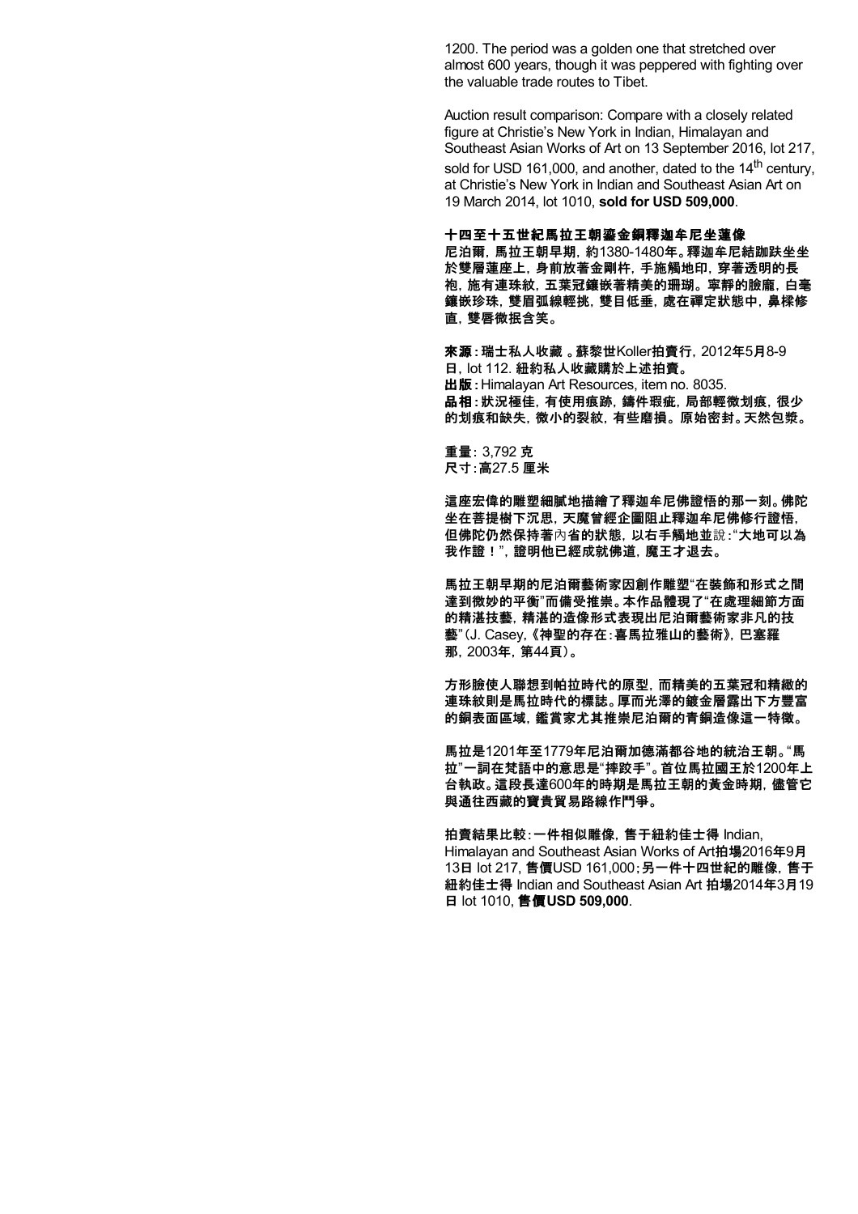1200. The period was a golden one that stretched over almost 600 years, though it was peppered with fighting over the valuable trade routes to Tibet.

Auction result comparison: Compare with a closely related figure at Christie's New York in Indian, Himalayan and Southeast Asian Works of Art on 13 September 2016, lot 217, sold for USD 161,000, and another, dated to the 14th century, at Christie's New York in Indian and Southeast Asian Art on 19 March 2014, lot 1010, **sold for USD 509,000**.

**十四至十五世紀馬拉王朝鎏金銅釋迦牟尼坐蓮像**

**尼泊爾，馬拉王朝早期，約1380-1480年。釋迦牟尼結跏趺坐坐於雙層蓮座上，身前放著金剛杵，手施觸地印，穿著透明的長袍，施有連珠紋，五葉冠鑲嵌著精美的珊瑚。寧靜的臉龐，白毫鑲嵌珍珠，雙眉弧線輕挑，雙目低垂，處在禪定狀態中，鼻樑修直，雙唇微抿含笑。**

**來源：瑞士私人收藏 。蘇黎世Koller拍賣行，2012年5月8-9日，lot 112. 紐約私人收藏購於上述拍賣。**
**出版：**Himalayan Art Resources, item no. 8035.
**品相：狀況極佳，有使用痕跡，鑄件瑕疵，局部輕微划痕，很少的划痕和缺失，微小的裂紋，有些磨損。原始密封。天然包漿。**

**重量：**3,792 **克**
**尺寸：高**27.5 **厘米**

**這座宏偉的雕塑細膩地描繪了釋迦牟尼佛證悟的那一刻。佛陀坐在菩提樹下沉思，天魔曾經企圖阻止釋迦牟尼佛修行證悟，但佛陀仍然保持著**內**省的狀態，以右手觸地並**說**："大地可以為我作證！"，證明他已經成就佛道，魔王才退去。**

**馬拉王朝早期的尼泊爾藝術家因創作雕塑"在裝飾和形式之間達到微妙的平衡"而備受推崇。本作品體現了"在處理細節方面的精湛技藝，精湛的造像形式表現出尼泊爾藝術家非凡的技藝"（**J. Casey**，《神聖的存在：喜馬拉雅山的藝術》，巴塞羅那，**2003**年，第**44**頁）。**

**方形臉使人聯想到帕拉時代的原型，而精美的五葉冠和精緻的連珠紋則是馬拉時代的標誌。厚而光澤的鍍金層露出下方豐富的銅表面區域，鑑賞家尤其推崇尼泊爾的青銅造像這一特徵。**

**馬拉是**1201**年至**1779**年尼泊爾加德滿都谷地的統治王朝。"馬拉"一詞在梵語中的意思是"摔跤手"。首位馬拉國王於**1200**年上台執政。這段長達**600**年的時期是馬拉王朝的黃金時期，儘管它與通往西藏的寶貴貿易路線作鬥爭。**

**拍賣結果比較：一件相似雕像，售于紐約佳士得** Indian, Himalayan and Southeast Asian Works of Art**拍場**2016**年**9**月**13**日** lot 217, **售價**USD 161,000**；另一件十四世紀的雕像，售于紐約佳士得** Indian and Southeast Asian Art **拍場**2014**年**3**月**19**日** lot 1010, **售價USD 509,000**.